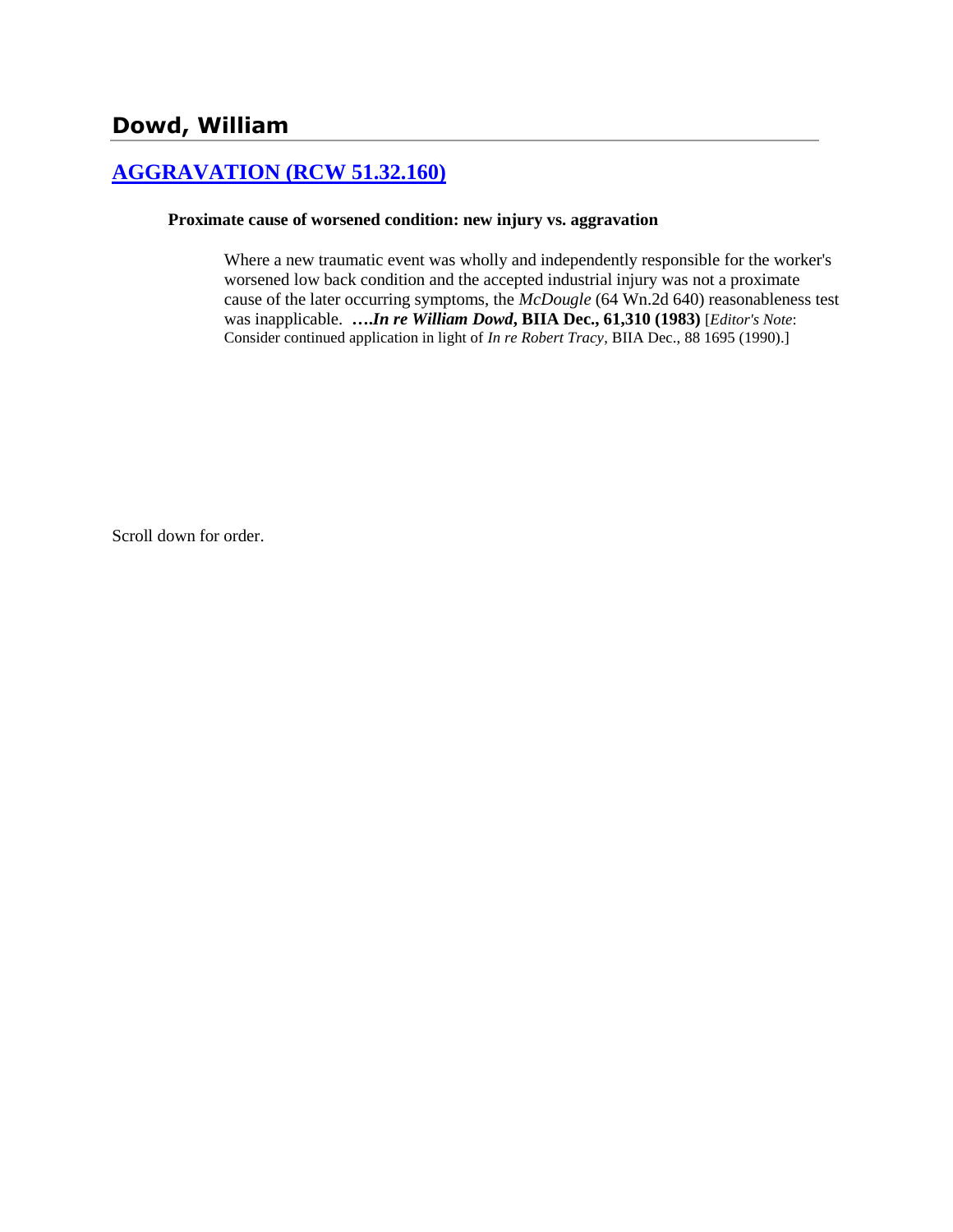# Dowd, William

## AGGRAVATION (RCW 51.32.160)

**Proximate cause of worsened condition: new injury vs. aggravation**

Where a new traumatic event was wholly and independently responsible for the worker's worsened low back condition and the accepted industrial injury was not a proximate cause of the later occurring symptoms, the *McDougle* (64 Wn.2d 640) reasonableness test was inapplicable. **….*In re William Dowd*, BIIA Dec., 61,310 (1983)** [*Editor's Note*: Consider continued application in light of *In re Robert Tracy*, BIIA Dec., 88 1695 (1990).]

Scroll down for order.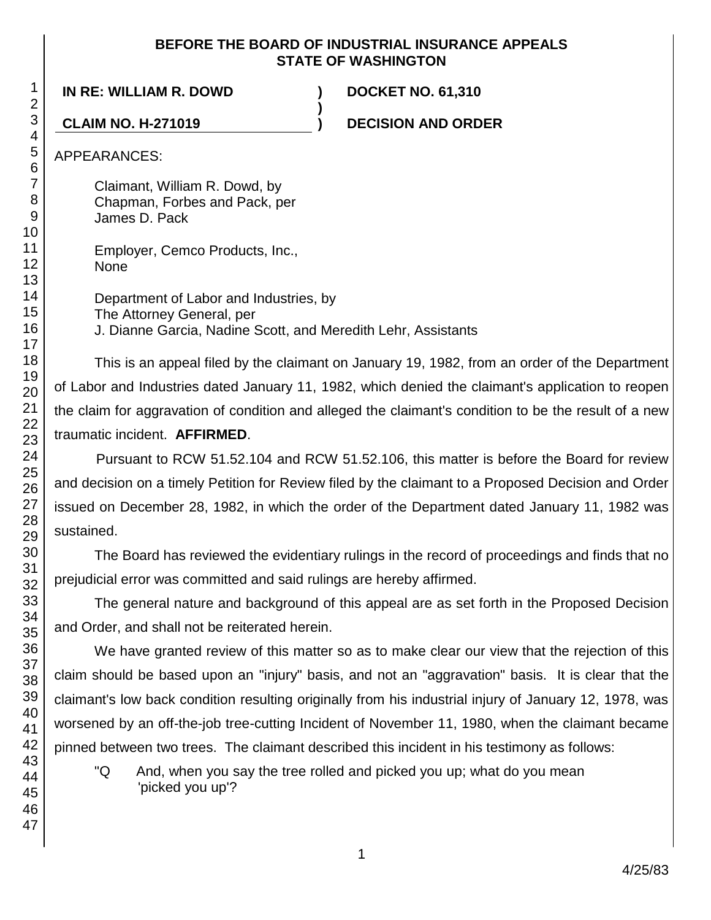**BEFORE THE BOARD OF INDUSTRIAL INSURANCE APPEALS**
**STATE OF WASHINGTON**

| | | |
|---|---|---|
| **IN RE: WILLIAM R. DOWD** | **)** | **DOCKET NO. 61,310** |
| | **)** | |
| **CLAIM NO. H-271019** | **)** | **DECISION AND ORDER** |

APPEARANCES:

Claimant, William R. Dowd, by
Chapman, Forbes and Pack, per
James D. Pack

Employer, Cemco Products, Inc.,
None

Department of Labor and Industries, by
The Attorney General, per
J. Dianne Garcia, Nadine Scott, and Meredith Lehr, Assistants

This is an appeal filed by the claimant on January 19, 1982, from an order of the Department of Labor and Industries dated January 11, 1982, which denied the claimant's application to reopen the claim for aggravation of condition and alleged the claimant's condition to be the result of a new traumatic incident. **AFFIRMED**.

Pursuant to RCW 51.52.104 and RCW 51.52.106, this matter is before the Board for review and decision on a timely Petition for Review filed by the claimant to a Proposed Decision and Order issued on December 28, 1982, in which the order of the Department dated January 11, 1982 was sustained.

The Board has reviewed the evidentiary rulings in the record of proceedings and finds that no prejudicial error was committed and said rulings are hereby affirmed.

The general nature and background of this appeal are as set forth in the Proposed Decision and Order, and shall not be reiterated herein.

We have granted review of this matter so as to make clear our view that the rejection of this claim should be based upon an "injury" basis, and not an "aggravation" basis. It is clear that the claimant's low back condition resulting originally from his industrial injury of January 12, 1978, was worsened by an off-the-job tree-cutting Incident of November 11, 1980, when the claimant became pinned between two trees. The claimant described this incident in his testimony as follows:

> "Q And, when you say the tree rolled and picked you up; what do you mean 'picked you up'?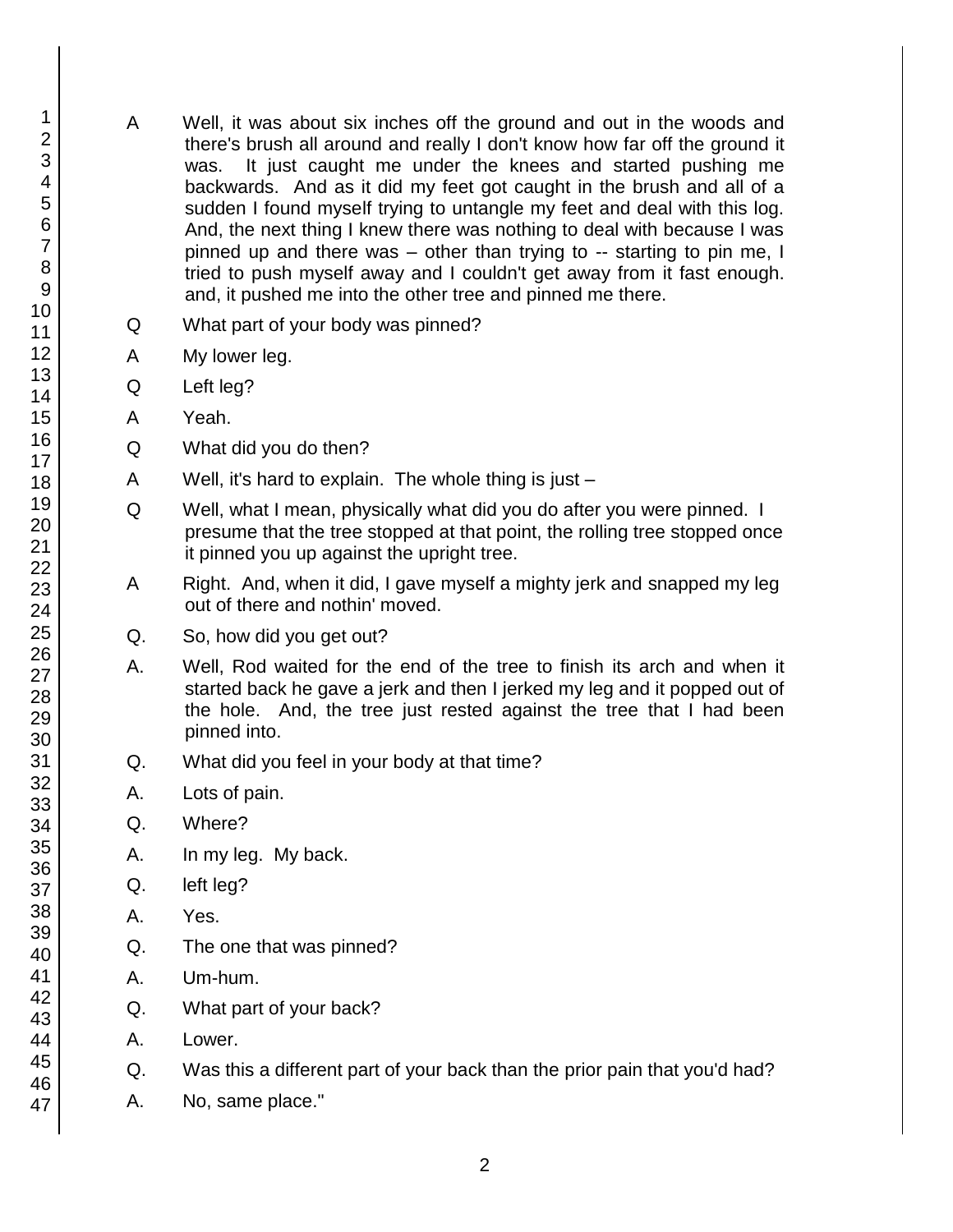A Well, it was about six inches off the ground and out in the woods and there's brush all around and really I don't know how far off the ground it was. It just caught me under the knees and started pushing me backwards. And as it did my feet got caught in the brush and all of a sudden I found myself trying to untangle my feet and deal with this log. And, the next thing I knew there was nothing to deal with because I was pinned up and there was – other than trying to -- starting to pin me, I tried to push myself away and I couldn't get away from it fast enough. and, it pushed me into the other tree and pinned me there.

Q What part of your body was pinned?

A My lower leg.

Q Left leg?

A Yeah.

Q What did you do then?

A Well, it's hard to explain. The whole thing is just –

Q Well, what I mean, physically what did you do after you were pinned. I presume that the tree stopped at that point, the rolling tree stopped once it pinned you up against the upright tree.

A Right. And, when it did, I gave myself a mighty jerk and snapped my leg out of there and nothin' moved.

Q. So, how did you get out?

A. Well, Rod waited for the end of the tree to finish its arch and when it started back he gave a jerk and then I jerked my leg and it popped out of the hole. And, the tree just rested against the tree that I had been pinned into.

Q. What did you feel in your body at that time?

A. Lots of pain.

Q. Where?

A. In my leg. My back.

Q. left leg?

A. Yes.

Q. The one that was pinned?

A. Um-hum.

Q. What part of your back?

A. Lower.

Q. Was this a different part of your back than the prior pain that you'd had?

A. No, same place."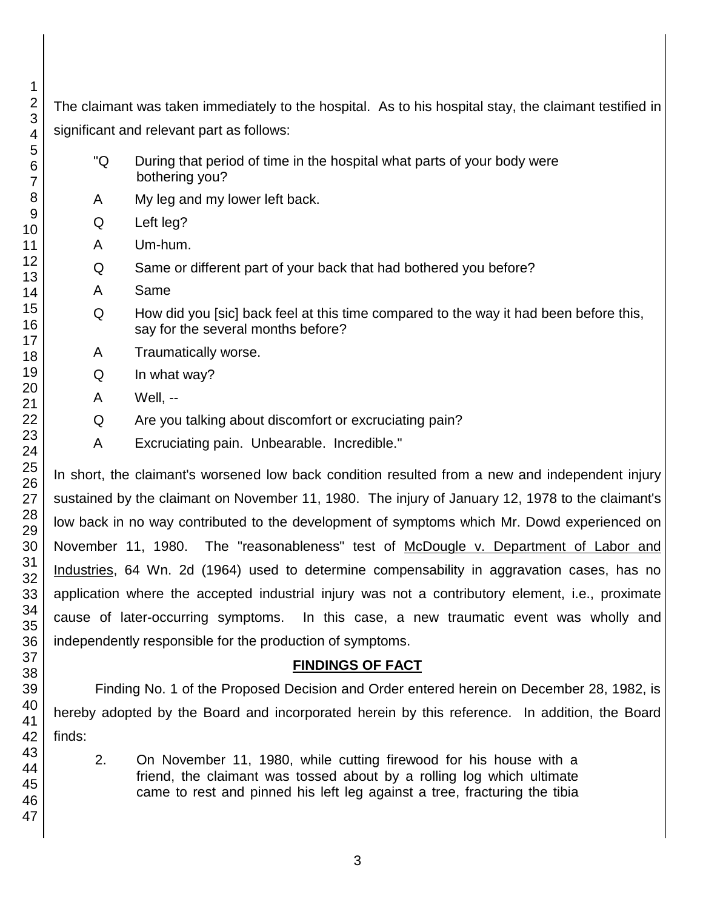The claimant was taken immediately to the hospital. As to his hospital stay, the claimant testified in significant and relevant part as follows:

> "Q During that period of time in the hospital what parts of your body were bothering you?
>
> A My leg and my lower left back.
>
> Q Left leg?
>
> A Um-hum.
>
> Q Same or different part of your back that had bothered you before?
>
> A Same
>
> Q How did you [sic] back feel at this time compared to the way it had been before this, say for the several months before?
>
> A Traumatically worse.
>
> Q In what way?
>
> A Well, --
>
> Q Are you talking about discomfort or excruciating pain?
>
> A Excruciating pain. Unbearable. Incredible."

In short, the claimant's worsened low back condition resulted from a new and independent injury sustained by the claimant on November 11, 1980. The injury of January 12, 1978 to the claimant's low back in no way contributed to the development of symptoms which Mr. Dowd experienced on November 11, 1980. The "reasonableness" test of McDougle v. Department of Labor and Industries, 64 Wn. 2d (1964) used to determine compensability in aggravation cases, has no application where the accepted industrial injury was not a contributory element, i.e., proximate cause of later-occurring symptoms. In this case, a new traumatic event was wholly and independently responsible for the production of symptoms.

## FINDINGS OF FACT

Finding No. 1 of the Proposed Decision and Order entered herein on December 28, 1982, is hereby adopted by the Board and incorporated herein by this reference. In addition, the Board finds:

2. On November 11, 1980, while cutting firewood for his house with a friend, the claimant was tossed about by a rolling log which ultimate came to rest and pinned his left leg against a tree, fracturing the tibia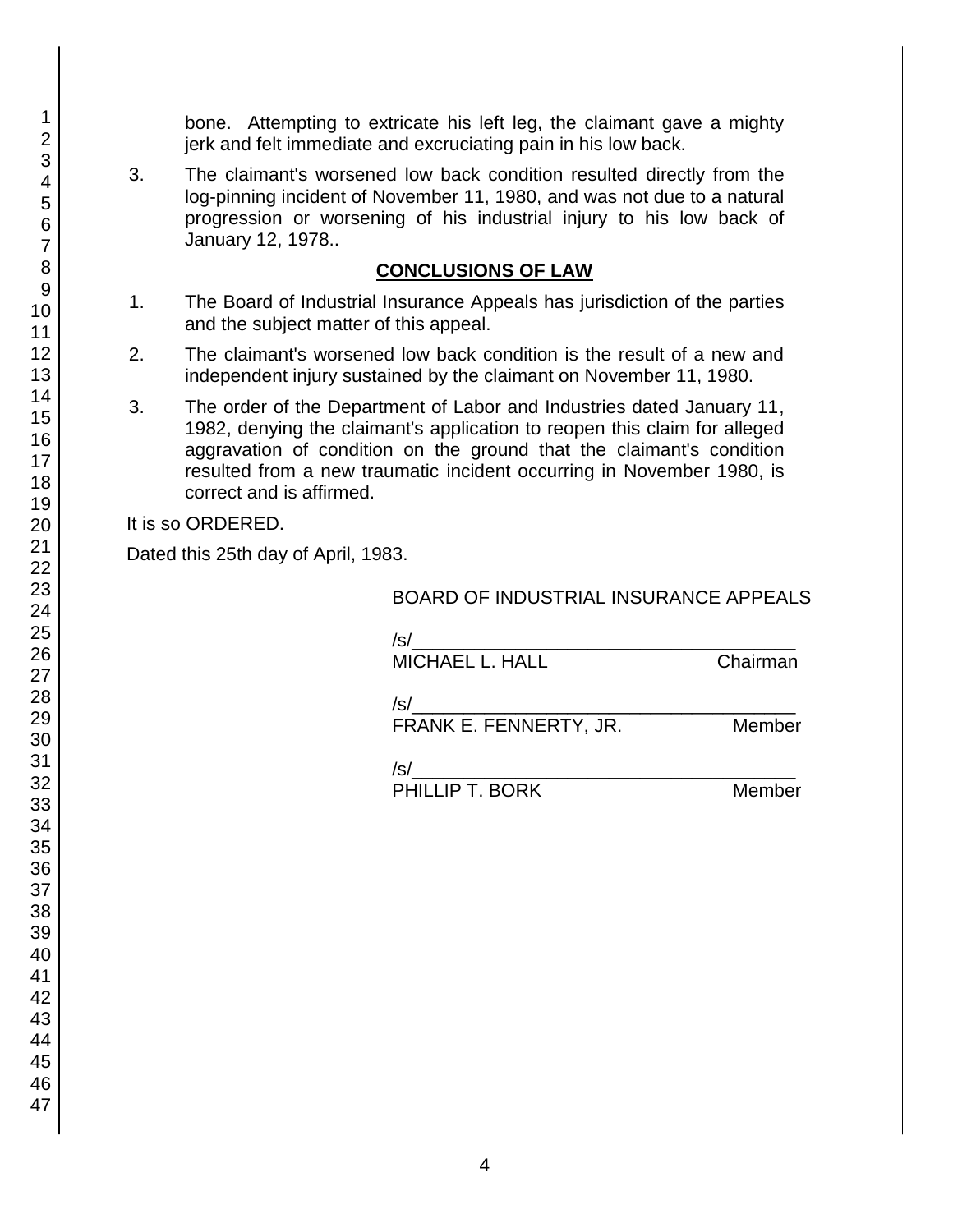bone. Attempting to extricate his left leg, the claimant gave a mighty jerk and felt immediate and excruciating pain in his low back.

3. The claimant's worsened low back condition resulted directly from the log-pinning incident of November 11, 1980, and was not due to a natural progression or worsening of his industrial injury to his low back of January 12, 1978..

## CONCLUSIONS OF LAW

1. The Board of Industrial Insurance Appeals has jurisdiction of the parties and the subject matter of this appeal.

2. The claimant's worsened low back condition is the result of a new and independent injury sustained by the claimant on November 11, 1980.

3. The order of the Department of Labor and Industries dated January 11, 1982, denying the claimant's application to reopen this claim for alleged aggravation of condition on the ground that the claimant's condition resulted from a new traumatic incident occurring in November 1980, is correct and is affirmed.

It is so ORDERED.

Dated this 25th day of April, 1983.

BOARD OF INDUSTRIAL INSURANCE APPEALS

/s/_____________________________________
MICHAEL L. HALL Chairman

/s/_____________________________________
FRANK E. FENNERTY, JR. Member

/s/_____________________________________
PHILLIP T. BORK Member